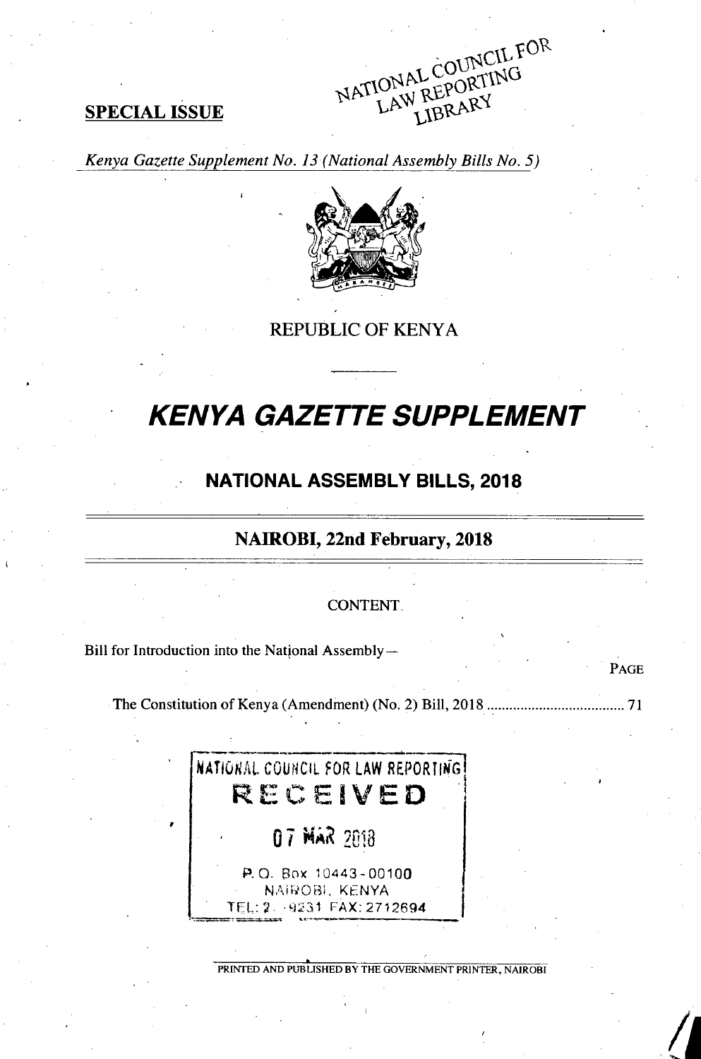**SPECIAL ISSUE**

NATIONAL COUNCIL FOR LAW REPORTING LIBRARY

*Kenya Gazette Supplement No. 13 (National Assembly Bills No. 5)*

REPUBLIC OF KENYA

# *KENYA GAZETTE SUPPLEMENT*

## NATIONAL ASSEMBLY BILLS, 2018

### NAIROBI, 22nd February, 2018

CONTENT

Bill for Introduction into the National Assembly—

PAGE

The Constitution of Kenya (Amendment) (No. 2) Bill, 2018 .................................... 71

NATIONAL COUNCIL FOR LAW REPORTING
RECEIVED
07 MAR 2018
P.O. Box 10443-00100
NAIROBI, KENYA
TEL: 2 -9231 FAX: 2712694

PRINTED AND PUBLISHED BY THE GOVERNMENT PRINTER, NAIROBI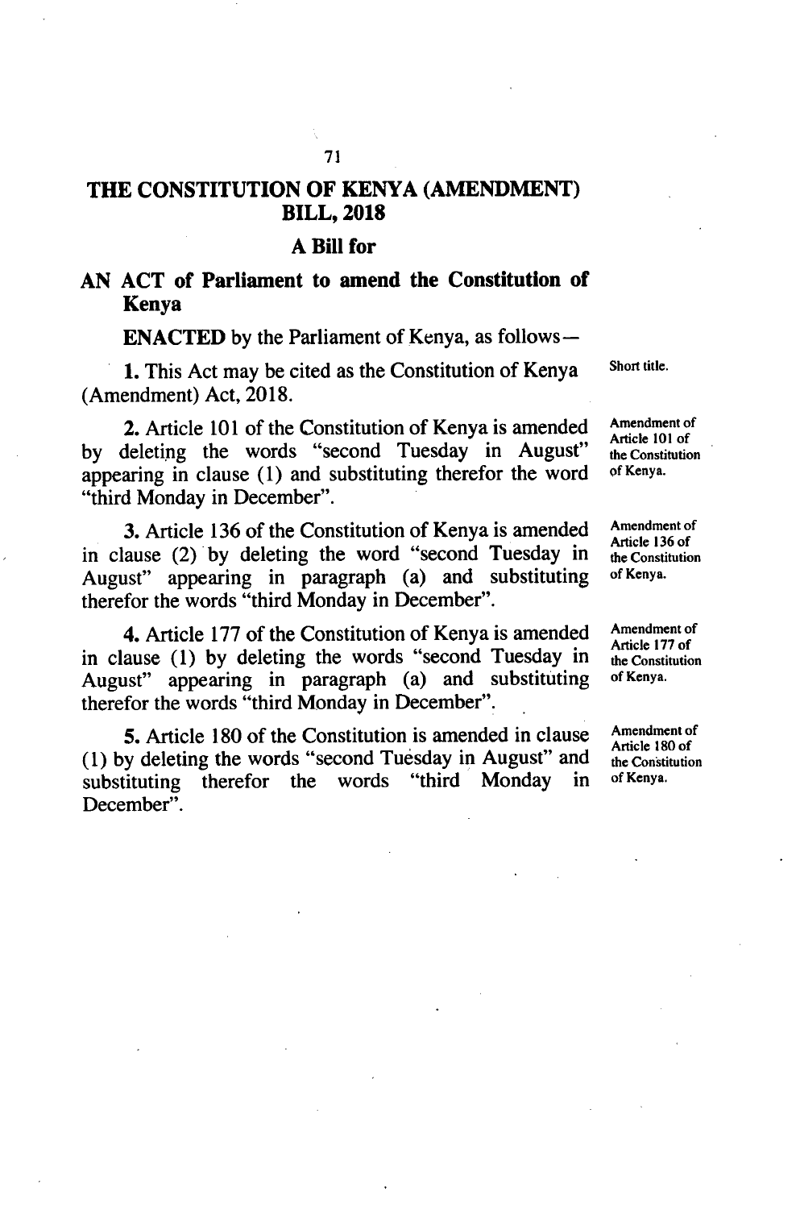# THE CONSTITUTION OF KENYA (AMENDMENT) BILL, 2018

## A Bill for

## AN ACT of Parliament to amend the Constitution of Kenya

**ENACTED** by the Parliament of Kenya, as follows—

*Short title.*

**1.** This Act may be cited as the Constitution of Kenya (Amendment) Act, 2018.

*Amendment of Article 101 of the Constitution of Kenya.*

**2.** Article 101 of the Constitution of Kenya is amended by deleting the words "second Tuesday in August" appearing in clause (1) and substituting therefor the word "third Monday in December".

*Amendment of Article 136 of the Constitution of Kenya.*

**3.** Article 136 of the Constitution of Kenya is amended in clause (2) by deleting the word "second Tuesday in August" appearing in paragraph (a) and substituting therefor the words "third Monday in December".

*Amendment of Article 177 of the Constitution of Kenya.*

**4.** Article 177 of the Constitution of Kenya is amended in clause (1) by deleting the words "second Tuesday in August" appearing in paragraph (a) and substituting therefor the words "third Monday in December".

*Amendment of Article 180 of the Constitution of Kenya.*

**5.** Article 180 of the Constitution is amended in clause (1) by deleting the words "second Tuesday in August" and substituting therefor the words "third Monday in December".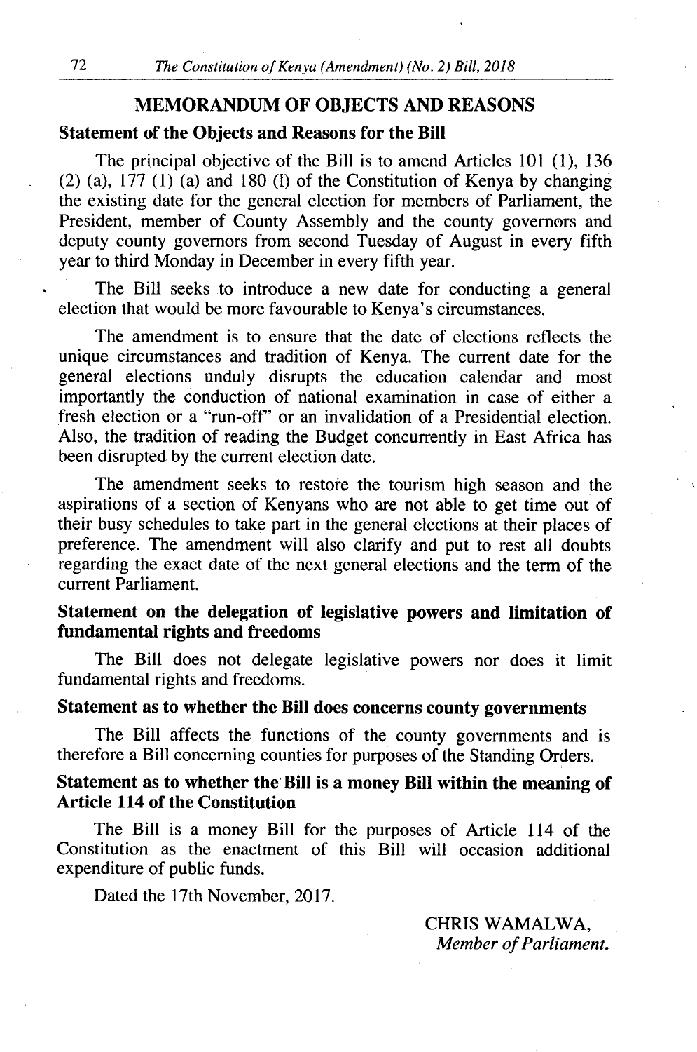## MEMORANDUM OF OBJECTS AND REASONS

### Statement of the Objects and Reasons for the Bill

The principal objective of the Bill is to amend Articles 101 (1), 136 (2) (a), 177 (1) (a) and 180 (I) of the Constitution of Kenya by changing the existing date for the general election for members of Parliament, the President, member of County Assembly and the county governors and deputy county governors from second Tuesday of August in every fifth year to third Monday in December in every fifth year.

The Bill seeks to introduce a new date for conducting a general election that would be more favourable to Kenya's circumstances.

The amendment is to ensure that the date of elections reflects the unique circumstances and tradition of Kenya. The current date for the general elections unduly disrupts the education calendar and most importantly the conduction of national examination in case of either a fresh election or a "run-off" or an invalidation of a Presidential election. Also, the tradition of reading the Budget concurrently in East Africa has been disrupted by the current election date.

The amendment seeks to restore the tourism high season and the aspirations of a section of Kenyans who are not able to get time out of their busy schedules to take part in the general elections at their places of preference. The amendment will also clarify and put to rest all doubts regarding the exact date of the next general elections and the term of the current Parliament.

### Statement on the delegation of legislative powers and limitation of fundamental rights and freedoms

The Bill does not delegate legislative powers nor does it limit fundamental rights and freedoms.

### Statement as to whether the Bill does concerns county governments

The Bill affects the functions of the county governments and is therefore a Bill concerning counties for purposes of the Standing Orders.

### Statement as to whether the Bill is a money Bill within the meaning of Article 114 of the Constitution

The Bill is a money Bill for the purposes of Article 114 of the Constitution as the enactment of this Bill will occasion additional expenditure of public funds.

Dated the 17th November, 2017.

CHRIS WAMALWA,
*Member of Parliament.*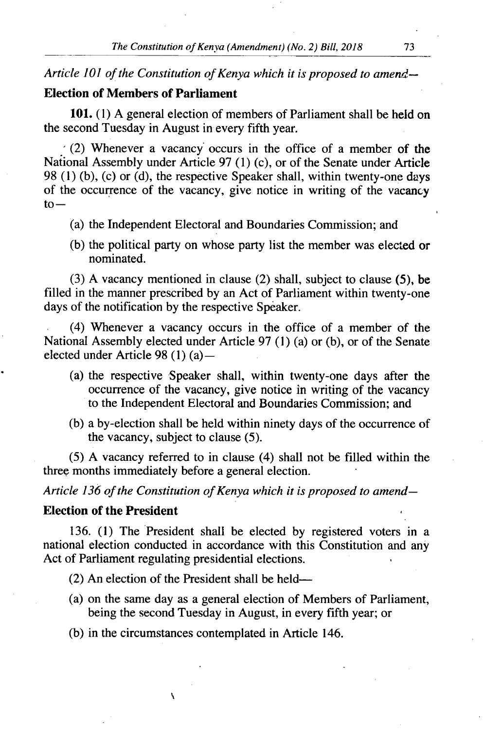*Article 101 of the Constitution of Kenya which it is proposed to amend—*

**Election of Members of Parliament**

**101.** (1) A general election of members of Parliament shall be held on the second Tuesday in August in every fifth year.

(2) Whenever a vacancy occurs in the office of a member of the National Assembly under Article 97 (1) (c), or of the Senate under Article 98 (1) (b), (c) or (d), the respective Speaker shall, within twenty-one days of the occurrence of the vacancy, give notice in writing of the vacancy to—

(a) the Independent Electoral and Boundaries Commission; and

(b) the political party on whose party list the member was elected or nominated.

(3) A vacancy mentioned in clause (2) shall, subject to clause (5), be filled in the manner prescribed by an Act of Parliament within twenty-one days of the notification by the respective Speaker.

(4) Whenever a vacancy occurs in the office of a member of the National Assembly elected under Article 97 (1) (a) or (b), or of the Senate elected under Article 98 (1) (a)—

(a) the respective Speaker shall, within twenty-one days after the occurrence of the vacancy, give notice in writing of the vacancy to the Independent Electoral and Boundaries Commission; and

(b) a by-election shall be held within ninety days of the occurrence of the vacancy, subject to clause (5).

(5) A vacancy referred to in clause (4) shall not be filled within the three months immediately before a general election.

*Article 136 of the Constitution of Kenya which it is proposed to amend—*

**Election of the President**

136. (1) The President shall be elected by registered voters in a national election conducted in accordance with this Constitution and any Act of Parliament regulating presidential elections.

(2) An election of the President shall be held—

(a) on the same day as a general election of Members of Parliament, being the second Tuesday in August, in every fifth year; or

(b) in the circumstances contemplated in Article 146.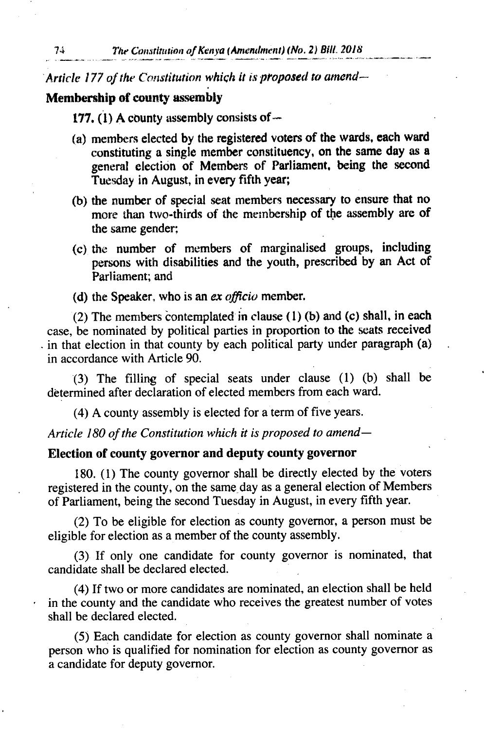*Article 177 of the Constitution which it is proposed to amend—*

**Membership of county assembly**

**177.** (1) A county assembly consists of—

(a) members elected by the registered voters of the wards, each ward constituting a single member constituency, on the same day as a general election of Members of Parliament, being the second Tuesday in August, in every fifth year;

(b) the number of special seat members necessary to ensure that no more than two-thirds of the membership of the assembly are of the same gender;

(c) the number of members of marginalised groups, including persons with disabilities and the youth, prescribed by an Act of Parliament; and

(d) the Speaker, who is an *ex officio* member.

(2) The members contemplated in clause (1) (b) and (c) shall, in each case, be nominated by political parties in proportion to the seats received in that election in that county by each political party under paragraph (a) in accordance with Article 90.

(3) The filling of special seats under clause (1) (b) shall be determined after declaration of elected members from each ward.

(4) A county assembly is elected for a term of five years.

*Article 180 of the Constitution which it is proposed to amend—*

**Election of county governor and deputy county governor**

180. (1) The county governor shall be directly elected by the voters registered in the county, on the same day as a general election of Members of Parliament, being the second Tuesday in August, in every fifth year.

(2) To be eligible for election as county governor, a person must be eligible for election as a member of the county assembly.

(3) If only one candidate for county governor is nominated, that candidate shall be declared elected.

(4) If two or more candidates are nominated, an election shall be held in the county and the candidate who receives the greatest number of votes shall be declared elected.

(5) Each candidate for election as county governor shall nominate a person who is qualified for nomination for election as county governor as a candidate for deputy governor.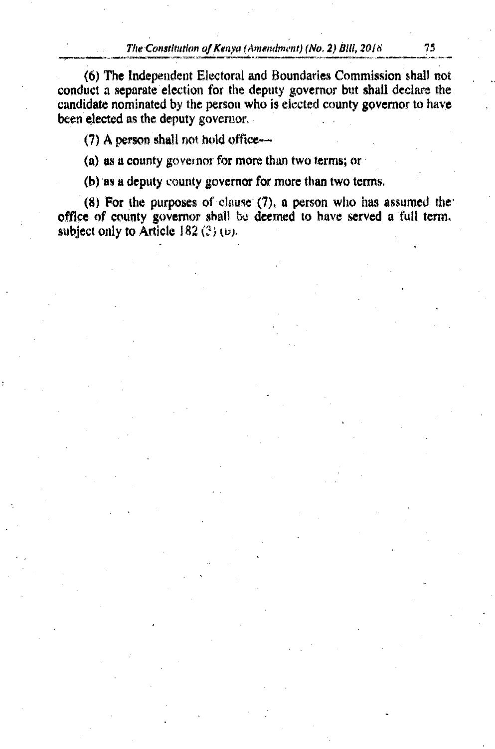(6) The Independent Electoral and Boundaries Commission shall not conduct a separate election for the deputy governor but shall declare the candidate nominated by the person who is elected county governor to have been elected as the deputy governor.

(7) A person shall not hold office—

(a) as a county governor for more than two terms; or

(b) as a deputy county governor for more than two terms.

(8) For the purposes of clause (7), a person who has assumed the office of county governor shall be deemed to have served a full term, subject only to Article 182 (3) (b).